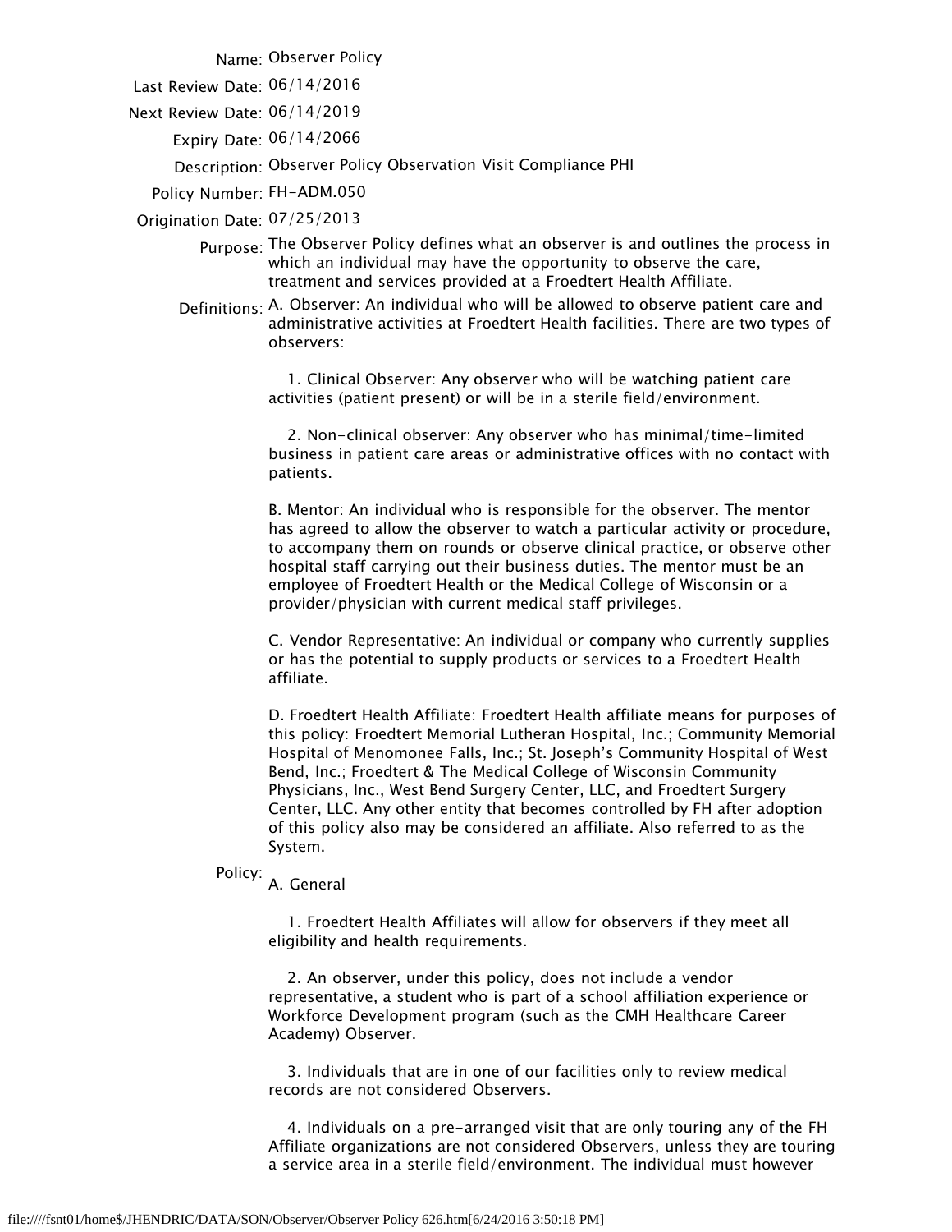**Name:** Observer Policy

**Last Review Date:** 06/14/2016

**Next Review Date:** 06/14/2019

**Expiry Date:** 06/14/2066

**Description:** Observer Policy Observation Visit Compliance PHI

**Policy Number:** FH-ADM.050

**Origination Date:** 07/25/2013

**Purpose:** The Observer Policy defines what an observer is and outlines the process in which an individual may have the opportunity to observe the care, treatment and services provided at a Froedtert Health Affiliate.

**Definitions:** A. Observer: An individual who will be allowed to observe patient care and administrative activities at Froedtert Health facilities. There are two types of observers:

1. Clinical Observer: Any observer who will be watching patient care activities (patient present) or will be in a sterile field/environment.

2. Non-clinical observer: Any observer who has minimal/time-limited business in patient care areas or administrative offices with no contact with patients.

B. Mentor: An individual who is responsible for the observer. The mentor has agreed to allow the observer to watch a particular activity or procedure, to accompany them on rounds or observe clinical practice, or observe other hospital staff carrying out their business duties. The mentor must be an employee of Froedtert Health or the Medical College of Wisconsin or a provider/physician with current medical staff privileges.

C. Vendor Representative: An individual or company who currently supplies or has the potential to supply products or services to a Froedtert Health affiliate.

D. Froedtert Health Affiliate: Froedtert Health affiliate means for purposes of this policy: Froedtert Memorial Lutheran Hospital, Inc.; Community Memorial Hospital of Menomonee Falls, Inc.; St. Joseph's Community Hospital of West Bend, Inc.; Froedtert & The Medical College of Wisconsin Community Physicians, Inc., West Bend Surgery Center, LLC, and Froedtert Surgery Center, LLC. Any other entity that becomes controlled by FH after adoption of this policy also may be considered an affiliate. Also referred to as the System.

**Policy:** A. General

1. Froedtert Health Affiliates will allow for observers if they meet all eligibility and health requirements.

2. An observer, under this policy, does not include a vendor representative, a student who is part of a school affiliation experience or Workforce Development program (such as the CMH Healthcare Career Academy) Observer.

3. Individuals that are in one of our facilities only to review medical records are not considered Observers.

4. Individuals on a pre-arranged visit that are only touring any of the FH Affiliate organizations are not considered Observers, unless they are touring a service area in a sterile field/environment. The individual must however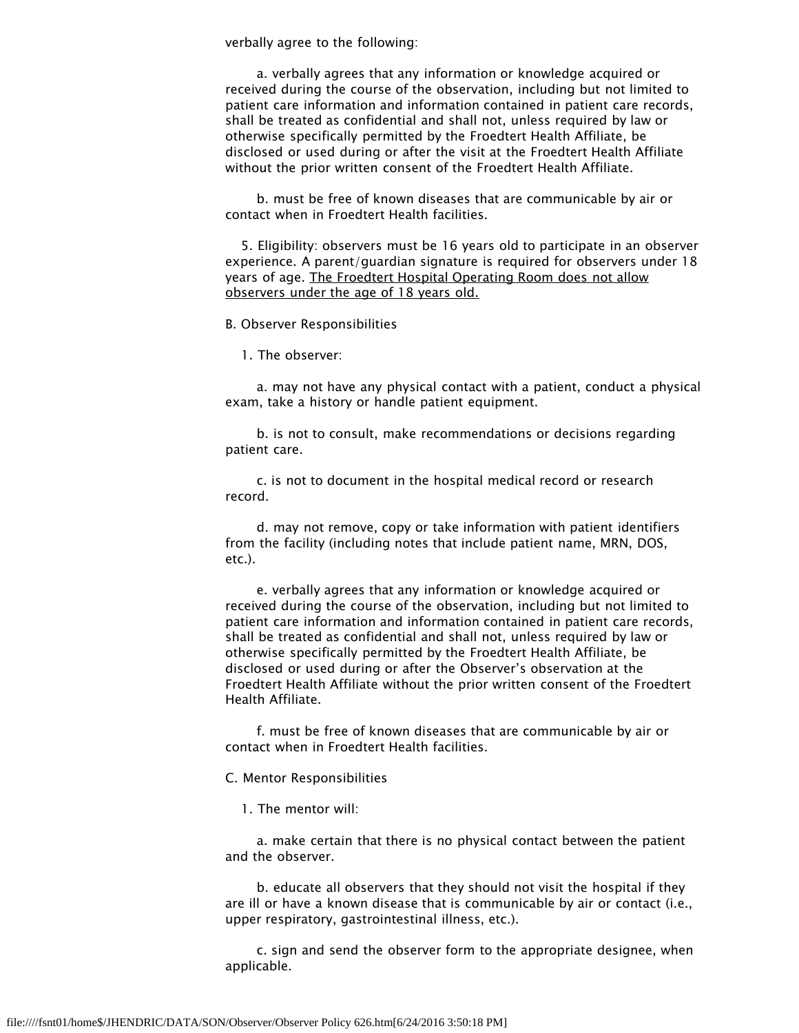verbally agree to the following:

a. verbally agrees that any information or knowledge acquired or received during the course of the observation, including but not limited to patient care information and information contained in patient care records, shall be treated as confidential and shall not, unless required by law or otherwise specifically permitted by the Froedtert Health Affiliate, be disclosed or used during or after the visit at the Froedtert Health Affiliate without the prior written consent of the Froedtert Health Affiliate.

b. must be free of known diseases that are communicable by air or contact when in Froedtert Health facilities.

5. Eligibility: observers must be 16 years old to participate in an observer experience. A parent/guardian signature is required for observers under 18 years of age. <u>The Froedtert Hospital Operating Room does not allow observers under the age of 18 years old.</u>

B. Observer Responsibilities

1. The observer:

a. may not have any physical contact with a patient, conduct a physical exam, take a history or handle patient equipment.

b. is not to consult, make recommendations or decisions regarding patient care.

c. is not to document in the hospital medical record or research record.

d. may not remove, copy or take information with patient identifiers from the facility (including notes that include patient name, MRN, DOS, etc.).

e. verbally agrees that any information or knowledge acquired or received during the course of the observation, including but not limited to patient care information and information contained in patient care records, shall be treated as confidential and shall not, unless required by law or otherwise specifically permitted by the Froedtert Health Affiliate, be disclosed or used during or after the Observer's observation at the Froedtert Health Affiliate without the prior written consent of the Froedtert Health Affiliate.

f. must be free of known diseases that are communicable by air or contact when in Froedtert Health facilities.

C. Mentor Responsibilities

1. The mentor will:

a. make certain that there is no physical contact between the patient and the observer.

b. educate all observers that they should not visit the hospital if they are ill or have a known disease that is communicable by air or contact (i.e., upper respiratory, gastrointestinal illness, etc.).

c. sign and send the observer form to the appropriate designee, when applicable.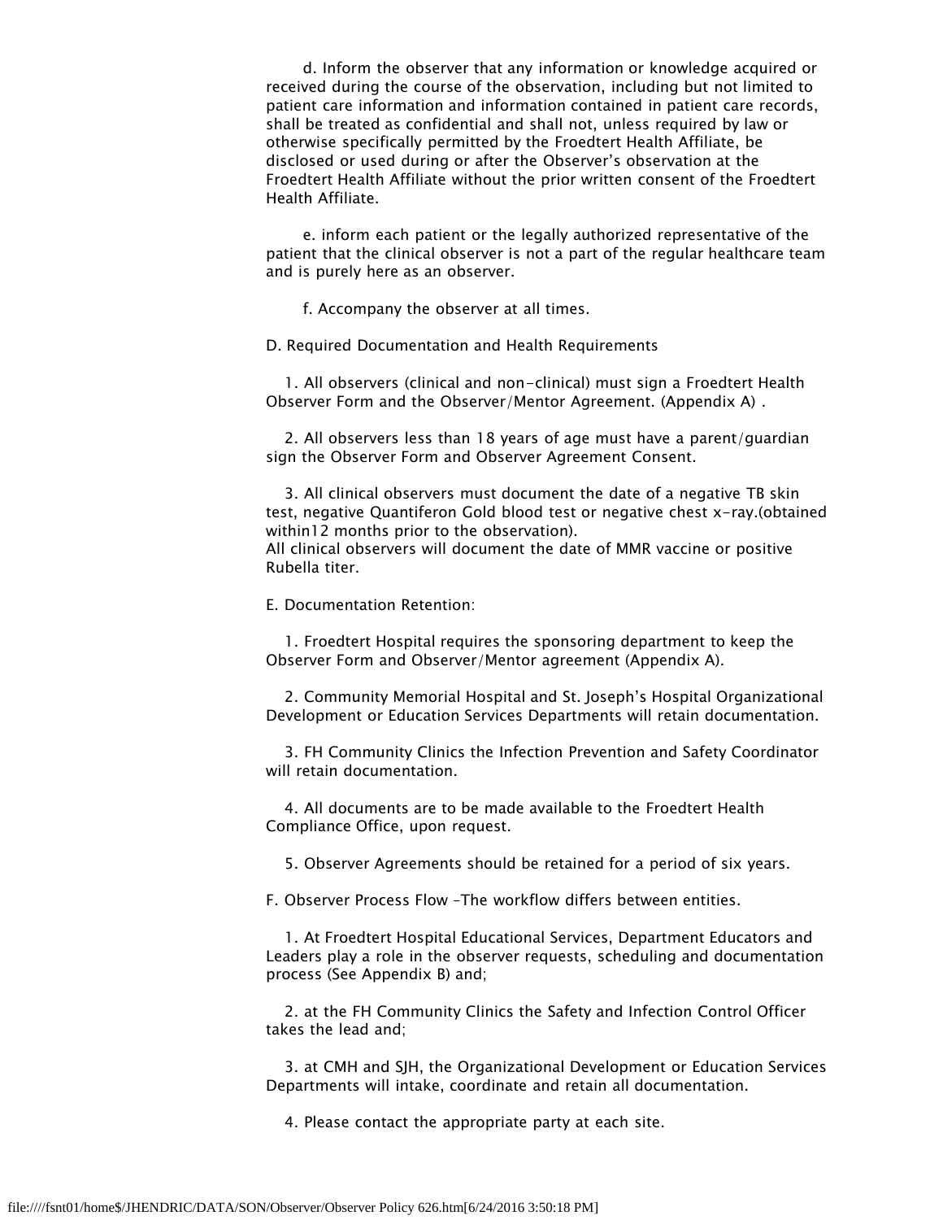d. Inform the observer that any information or knowledge acquired or received during the course of the observation, including but not limited to patient care information and information contained in patient care records, shall be treated as confidential and shall not, unless required by law or otherwise specifically permitted by the Froedtert Health Affiliate, be disclosed or used during or after the Observer's observation at the Froedtert Health Affiliate without the prior written consent of the Froedtert Health Affiliate.

e. inform each patient or the legally authorized representative of the patient that the clinical observer is not a part of the regular healthcare team and is purely here as an observer.

f. Accompany the observer at all times.

D. Required Documentation and Health Requirements

1. All observers (clinical and non-clinical) must sign a Froedtert Health Observer Form and the Observer/Mentor Agreement. (Appendix A) .

2. All observers less than 18 years of age must have a parent/guardian sign the Observer Form and Observer Agreement Consent.

3. All clinical observers must document the date of a negative TB skin test, negative Quantiferon Gold blood test or negative chest x-ray.(obtained within12 months prior to the observation).
All clinical observers will document the date of MMR vaccine or positive Rubella titer.

E. Documentation Retention:

1. Froedtert Hospital requires the sponsoring department to keep the Observer Form and Observer/Mentor agreement (Appendix A).

2. Community Memorial Hospital and St. Joseph's Hospital Organizational Development or Education Services Departments will retain documentation.

3. FH Community Clinics the Infection Prevention and Safety Coordinator will retain documentation.

4. All documents are to be made available to the Froedtert Health Compliance Office, upon request.

5. Observer Agreements should be retained for a period of six years.

F. Observer Process Flow –The workflow differs between entities.

1. At Froedtert Hospital Educational Services, Department Educators and Leaders play a role in the observer requests, scheduling and documentation process (See Appendix B) and;

2. at the FH Community Clinics the Safety and Infection Control Officer takes the lead and;

3. at CMH and SJH, the Organizational Development or Education Services Departments will intake, coordinate and retain all documentation.

4. Please contact the appropriate party at each site.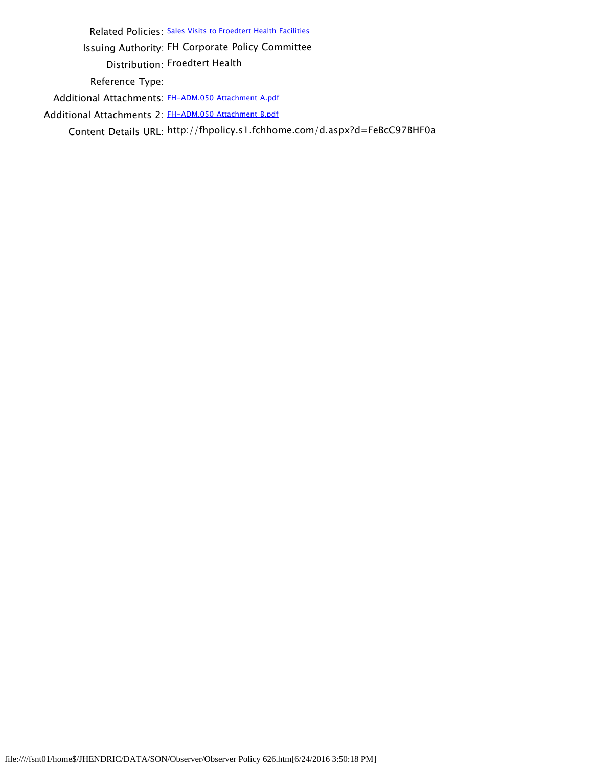Related Policies: Sales Visits to Froedtert Health Facilities

Issuing Authority: FH Corporate Policy Committee

Distribution: Froedtert Health

Reference Type:

Additional Attachments: FH-ADM.050 Attachment A.pdf

Additional Attachments 2: FH-ADM.050 Attachment B.pdf

Content Details URL: http://fhpolicy.s1.fchhome.com/d.aspx?d=FeBcC97BHF0a